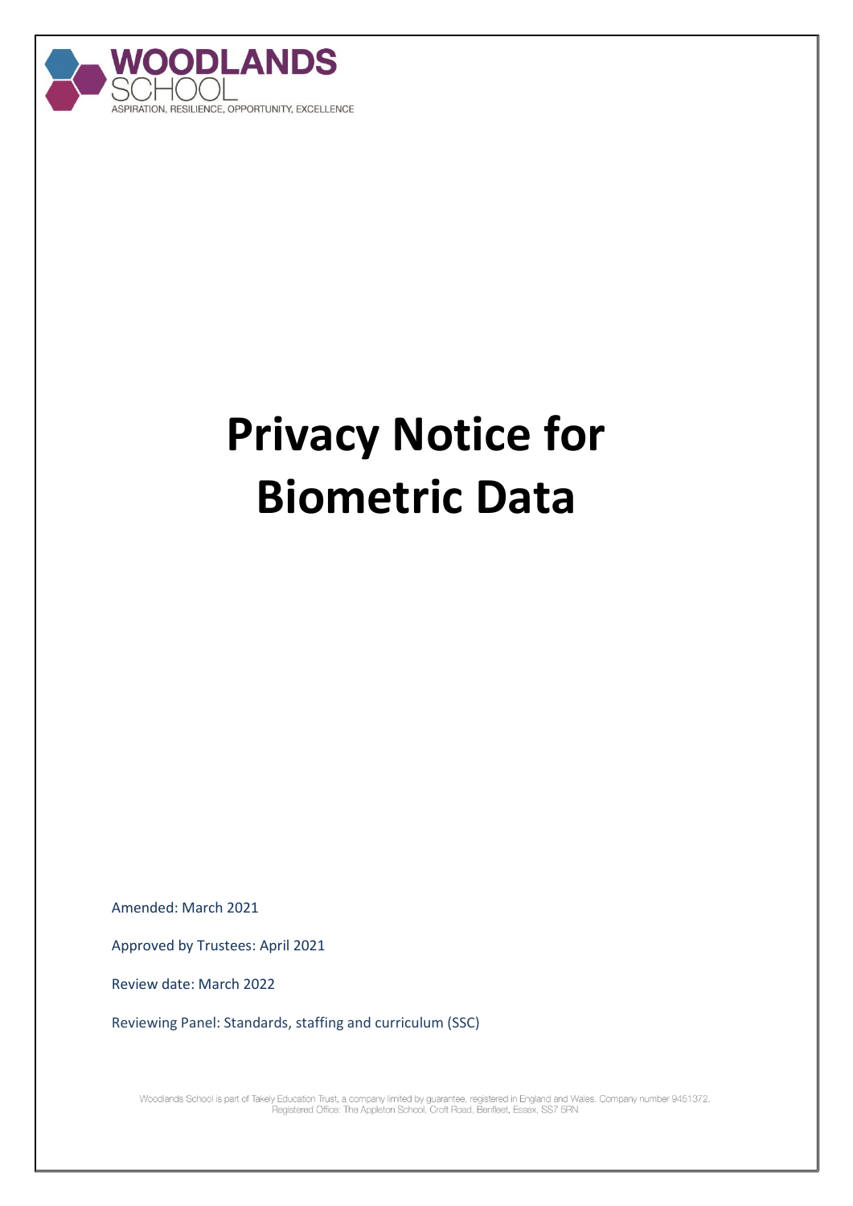WOODLANDS SCHOOL

ASPIRATION, RESILIENCE, OPPORTUNITY, EXCELLENCE

# Privacy Notice for Biometric Data

Amended: March 2021

Approved by Trustees: April 2021

Review date: March 2022

Reviewing Panel: Standards, staffing and curriculum (SSC)

Woodlands School is part of Takely Education Trust, a company limited by guarantee, registered in England and Wales. Company number 9451372. Registered Office: The Appleton School, Croft Road, Benfleet, Essex, SS7 5RN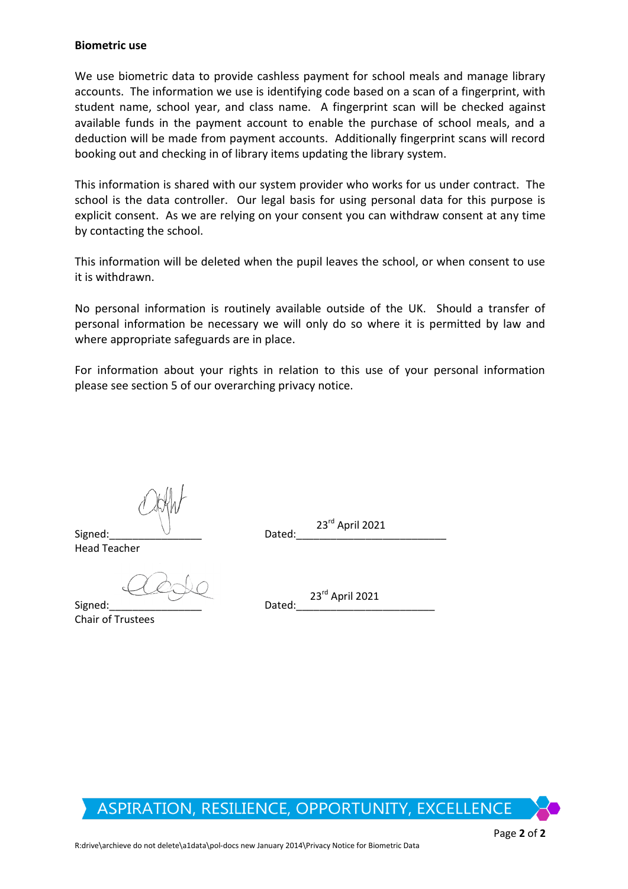**Biometric use**

We use biometric data to provide cashless payment for school meals and manage library accounts. The information we use is identifying code based on a scan of a fingerprint, with student name, school year, and class name. A fingerprint scan will be checked against available funds in the payment account to enable the purchase of school meals, and a deduction will be made from payment accounts. Additionally fingerprint scans will record booking out and checking in of library items updating the library system.

This information is shared with our system provider who works for us under contract. The school is the data controller. Our legal basis for using personal data for this purpose is explicit consent. As we are relying on your consent you can withdraw consent at any time by contacting the school.

This information will be deleted when the pupil leaves the school, or when consent to use it is withdrawn.

No personal information is routinely available outside of the UK. Should a transfer of personal information be necessary we will only do so where it is permitted by law and where appropriate safeguards are in place.

For information about your rights in relation to this use of your personal information please see section 5 of our overarching privacy notice.

Signed:________________ Dated: 23rd April 2021
Head Teacher

Signed:________________ Dated: 23rd April 2021
Chair of Trustees

ASPIRATION, RESILIENCE, OPPORTUNITY, EXCELLENCE

R:drive\archieve do not delete\a1data\pol-docs new January 2014\Privacy Notice for Biometric Data